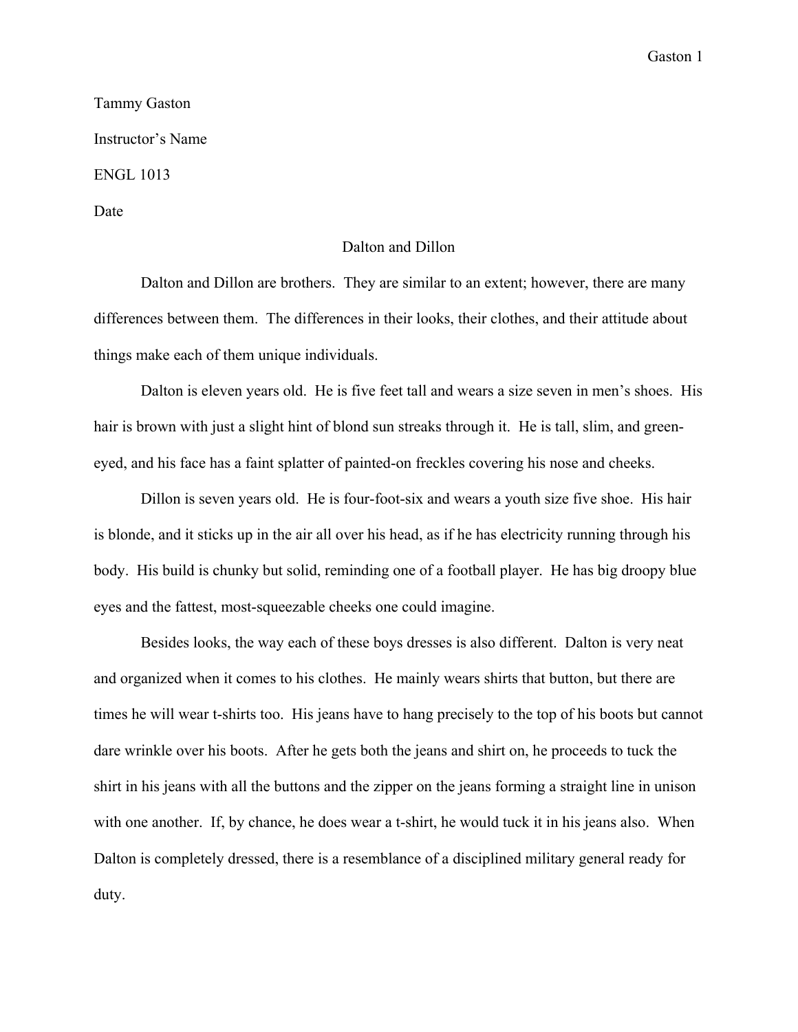Tammy Gaston

Instructor's Name

ENGL 1013

Date

# Dalton and Dillon

Dalton and Dillon are brothers. They are similar to an extent; however, there are many differences between them. The differences in their looks, their clothes, and their attitude about things make each of them unique individuals.

Dalton is eleven years old. He is five feet tall and wears a size seven in men's shoes. His hair is brown with just a slight hint of blond sun streaks through it. He is tall, slim, and green-eyed, and his face has a faint splatter of painted-on freckles covering his nose and cheeks.

Dillon is seven years old. He is four-foot-six and wears a youth size five shoe. His hair is blonde, and it sticks up in the air all over his head, as if he has electricity running through his body. His build is chunky but solid, reminding one of a football player. He has big droopy blue eyes and the fattest, most-squeezable cheeks one could imagine.

Besides looks, the way each of these boys dresses is also different. Dalton is very neat and organized when it comes to his clothes. He mainly wears shirts that button, but there are times he will wear t-shirts too. His jeans have to hang precisely to the top of his boots but cannot dare wrinkle over his boots. After he gets both the jeans and shirt on, he proceeds to tuck the shirt in his jeans with all the buttons and the zipper on the jeans forming a straight line in unison with one another. If, by chance, he does wear a t-shirt, he would tuck it in his jeans also. When Dalton is completely dressed, there is a resemblance of a disciplined military general ready for duty.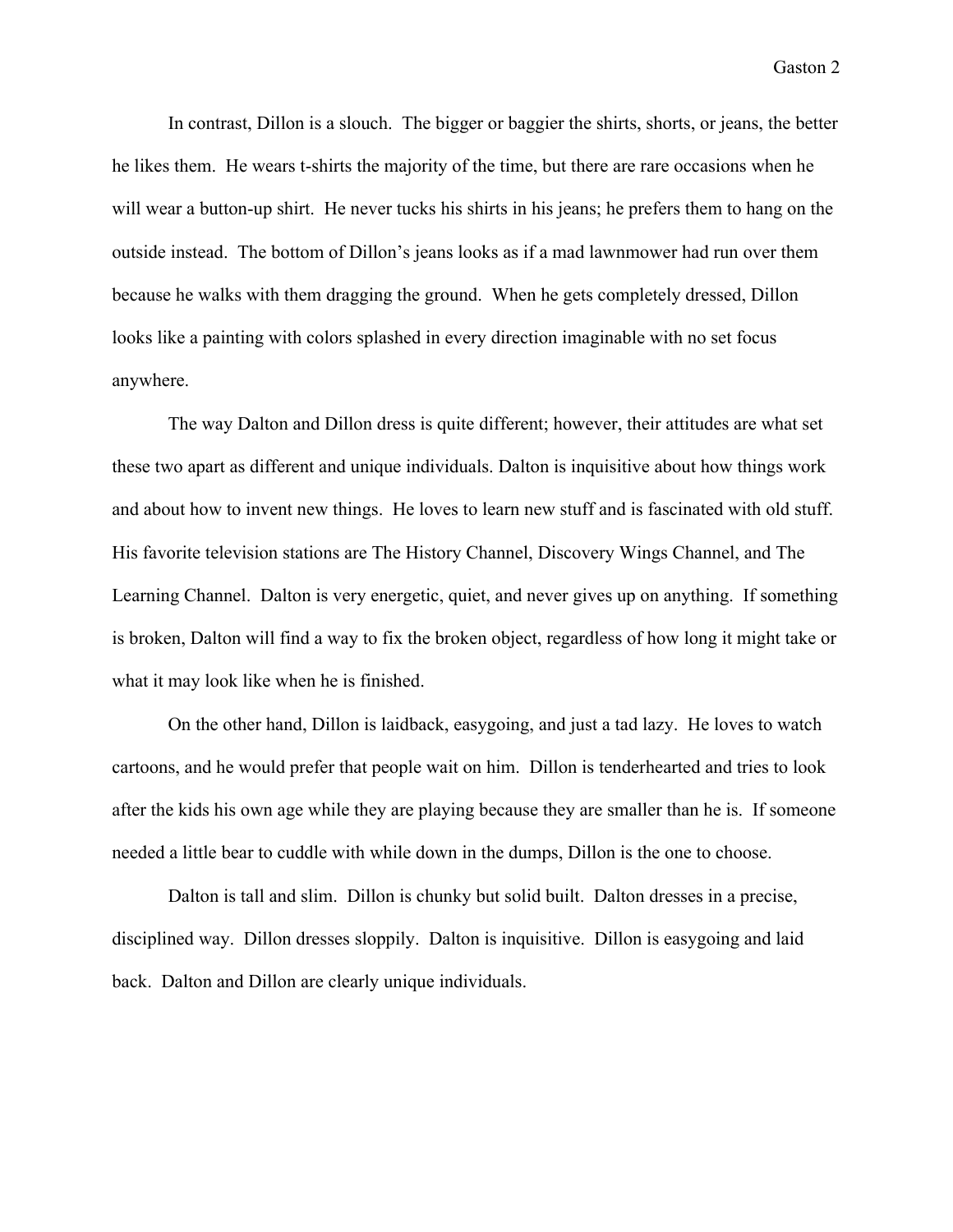In contrast, Dillon is a slouch. The bigger or baggier the shirts, shorts, or jeans, the better he likes them. He wears t-shirts the majority of the time, but there are rare occasions when he will wear a button-up shirt. He never tucks his shirts in his jeans; he prefers them to hang on the outside instead. The bottom of Dillon's jeans looks as if a mad lawnmower had run over them because he walks with them dragging the ground. When he gets completely dressed, Dillon looks like a painting with colors splashed in every direction imaginable with no set focus anywhere.

The way Dalton and Dillon dress is quite different; however, their attitudes are what set these two apart as different and unique individuals. Dalton is inquisitive about how things work and about how to invent new things. He loves to learn new stuff and is fascinated with old stuff. His favorite television stations are The History Channel, Discovery Wings Channel, and The Learning Channel. Dalton is very energetic, quiet, and never gives up on anything. If something is broken, Dalton will find a way to fix the broken object, regardless of how long it might take or what it may look like when he is finished.

On the other hand, Dillon is laidback, easygoing, and just a tad lazy. He loves to watch cartoons, and he would prefer that people wait on him. Dillon is tenderhearted and tries to look after the kids his own age while they are playing because they are smaller than he is. If someone needed a little bear to cuddle with while down in the dumps, Dillon is the one to choose.

Dalton is tall and slim. Dillon is chunky but solid built. Dalton dresses in a precise, disciplined way. Dillon dresses sloppily. Dalton is inquisitive. Dillon is easygoing and laid back. Dalton and Dillon are clearly unique individuals.